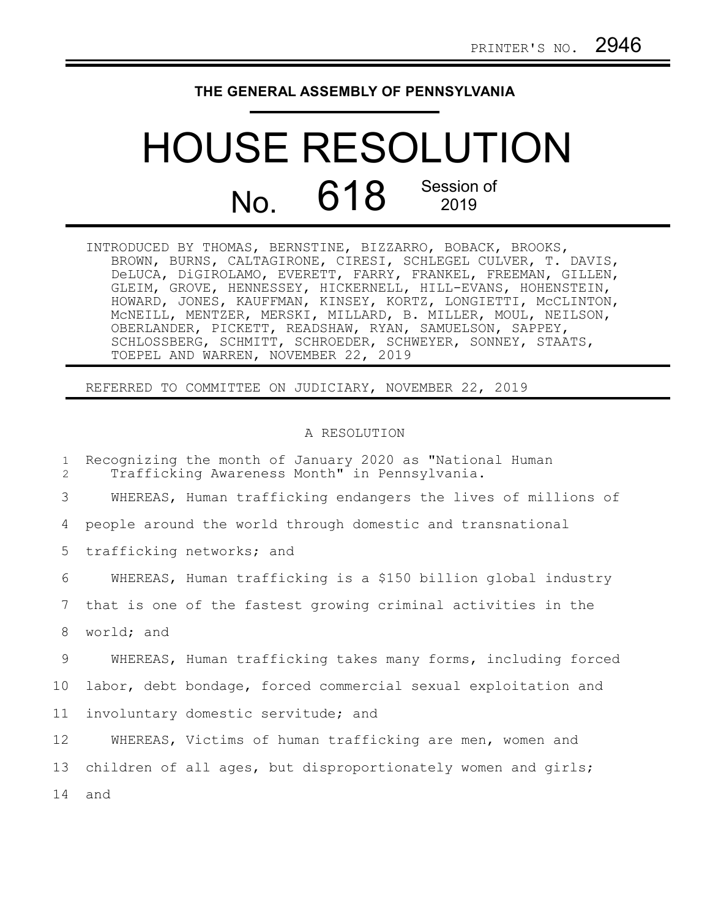PRINTER'S NO. 2946

**THE GENERAL ASSEMBLY OF PENNSYLVANIA**

# HOUSE RESOLUTION

## No. 618 Session of 2019

INTRODUCED BY THOMAS, BERNSTINE, BIZZARRO, BOBACK, BROOKS, BROWN, BURNS, CALTAGIRONE, CIRESI, SCHLEGEL CULVER, T. DAVIS, DeLUCA, DiGIROLAMO, EVERETT, FARRY, FRANKEL, FREEMAN, GILLEN, GLEIM, GROVE, HENNESSEY, HICKERNELL, HILL-EVANS, HOHENSTEIN, HOWARD, JONES, KAUFFMAN, KINSEY, KORTZ, LONGIETTI, McCLINTON, McNEILL, MENTZER, MERSKI, MILLARD, B. MILLER, MOUL, NEILSON, OBERLANDER, PICKETT, READSHAW, RYAN, SAMUELSON, SAPPEY, SCHLOSSBERG, SCHMITT, SCHROEDER, SCHWEYER, SONNEY, STAATS, TOEPEL AND WARREN, NOVEMBER 22, 2019

REFERRED TO COMMITTEE ON JUDICIARY, NOVEMBER 22, 2019

A RESOLUTION

1 Recognizing the month of January 2020 as "National Human
2 Trafficking Awareness Month" in Pennsylvania.

3 WHEREAS, Human trafficking endangers the lives of millions of
4 people around the world through domestic and transnational
5 trafficking networks; and

6 WHEREAS, Human trafficking is a $150 billion global industry
7 that is one of the fastest growing criminal activities in the
8 world; and

9 WHEREAS, Human trafficking takes many forms, including forced
10 labor, debt bondage, forced commercial sexual exploitation and
11 involuntary domestic servitude; and

12 WHEREAS, Victims of human trafficking are men, women and
13 children of all ages, but disproportionately women and girls;
14 and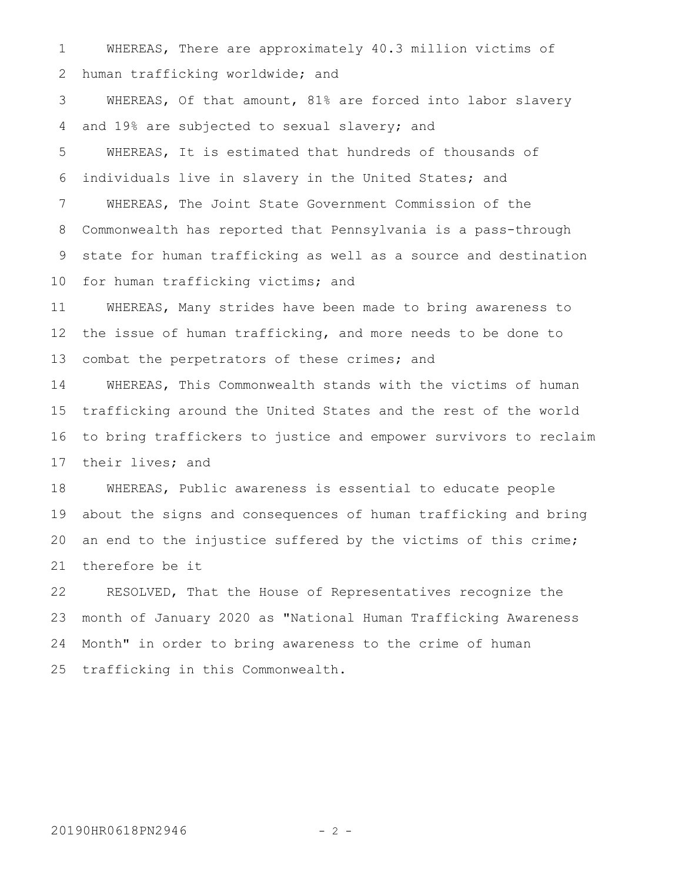WHEREAS, There are approximately 40.3 million victims of human trafficking worldwide; and

WHEREAS, Of that amount, 81% are forced into labor slavery and 19% are subjected to sexual slavery; and

WHEREAS, It is estimated that hundreds of thousands of individuals live in slavery in the United States; and

WHEREAS, The Joint State Government Commission of the Commonwealth has reported that Pennsylvania is a pass-through state for human trafficking as well as a source and destination for human trafficking victims; and

WHEREAS, Many strides have been made to bring awareness to the issue of human trafficking, and more needs to be done to combat the perpetrators of these crimes; and

WHEREAS, This Commonwealth stands with the victims of human trafficking around the United States and the rest of the world to bring traffickers to justice and empower survivors to reclaim their lives; and

WHEREAS, Public awareness is essential to educate people about the signs and consequences of human trafficking and bring an end to the injustice suffered by the victims of this crime; therefore be it

RESOLVED, That the House of Representatives recognize the month of January 2020 as "National Human Trafficking Awareness Month" in order to bring awareness to the crime of human trafficking in this Commonwealth.